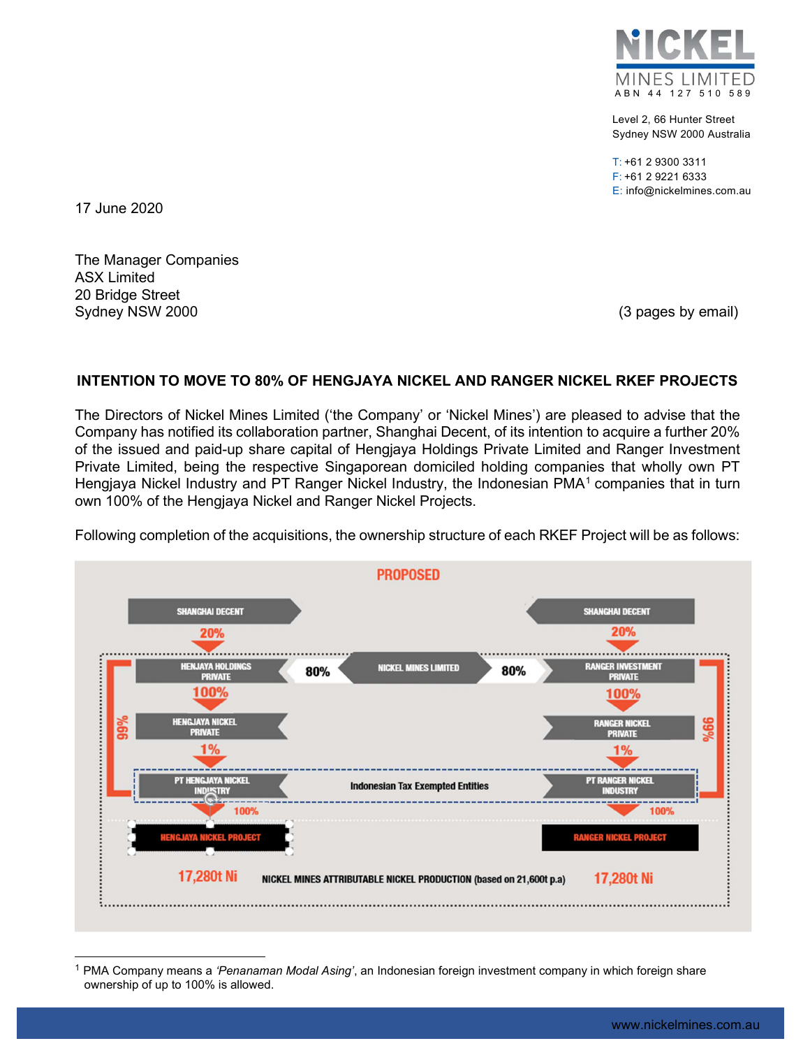Level 2, 66 Hunter Street
Sydney NSW 2000 Australia

T: +61 2 9300 3311
F: +61 2 9221 6333
E: info@nickelmines.com.au

17 June 2020

The Manager Companies
ASX Limited
20 Bridge Street
Sydney NSW 2000

(3 pages by email)

**INTENTION TO MOVE TO 80% OF HENGJAYA NICKEL AND RANGER NICKEL RKEF PROJECTS**

The Directors of Nickel Mines Limited ('the Company' or 'Nickel Mines') are pleased to advise that the Company has notified its collaboration partner, Shanghai Decent, of its intention to acquire a further 20% of the issued and paid-up share capital of Hengjaya Holdings Private Limited and Ranger Investment Private Limited, being the respective Singaporean domiciled holding companies that wholly own PT Hengjaya Nickel Industry and PT Ranger Nickel Industry, the Indonesian PMA[1] companies that in turn own 100% of the Hengjaya Nickel and Ranger Nickel Projects.

Following completion of the acquisitions, the ownership structure of each RKEF Project will be as follows:

PROPOSED

- Shanghai Decent → 20% → Henjaya Holdings Private; Nickel Mines Limited → 80% → Henjaya Holdings Private
- Henjaya Holdings Private → 100% → Hengjaya Nickel Private → 1% → PT Hengjaya Nickel Industry (Henjaya Holdings Private 99% direct)
- PT Hengjaya Nickel Industry → 100% → Hengjaya Nickel Project: 17,280t Ni
- Shanghai Decent → 20% → Ranger Investment Private; Nickel Mines Limited → 80% → Ranger Investment Private
- Ranger Investment Private → 100% → Ranger Nickel Private → 1% → PT Ranger Nickel Industry (Ranger Investment Private 99% direct)
- PT Ranger Nickel Industry → 100% → Ranger Nickel Project: 17,280t Ni
- PT Hengjaya Nickel Industry and PT Ranger Nickel Industry: Indonesian Tax Exempted Entities

NICKEL MINES ATTRIBUTABLE NICKEL PRODUCTION (based on 21,600t p.a)

---

[1] PMA Company means a *'Penanaman Modal Asing'*, an Indonesian foreign investment company in which foreign share ownership of up to 100% is allowed.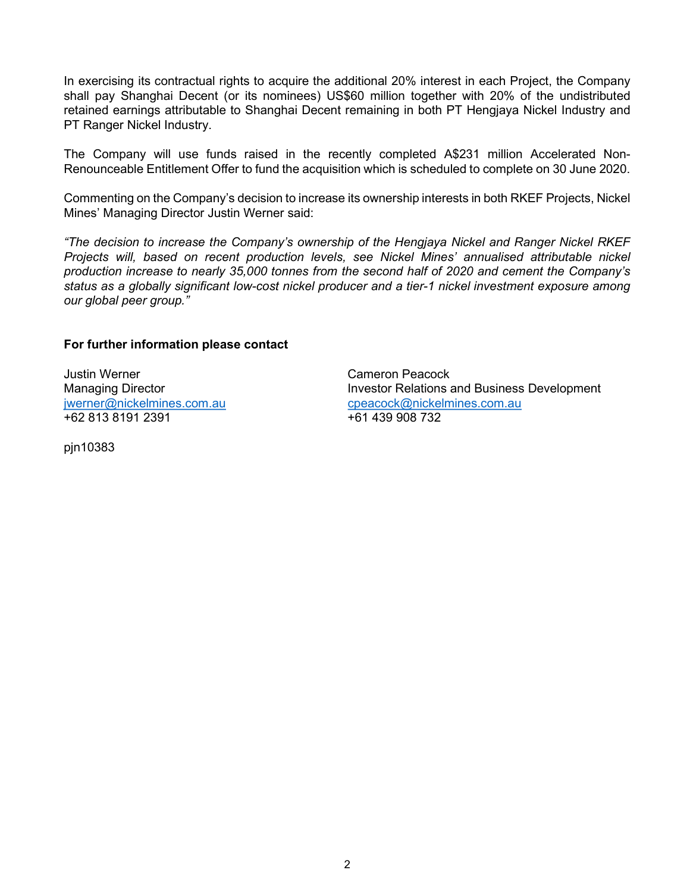In exercising its contractual rights to acquire the additional 20% interest in each Project, the Company shall pay Shanghai Decent (or its nominees) US$60 million together with 20% of the undistributed retained earnings attributable to Shanghai Decent remaining in both PT Hengjaya Nickel Industry and PT Ranger Nickel Industry.

The Company will use funds raised in the recently completed A$231 million Accelerated Non-Renounceable Entitlement Offer to fund the acquisition which is scheduled to complete on 30 June 2020.

Commenting on the Company's decision to increase its ownership interests in both RKEF Projects, Nickel Mines' Managing Director Justin Werner said:

*"The decision to increase the Company's ownership of the Hengjaya Nickel and Ranger Nickel RKEF Projects will, based on recent production levels, see Nickel Mines' annualised attributable nickel production increase to nearly 35,000 tonnes from the second half of 2020 and cement the Company's status as a globally significant low-cost nickel producer and a tier-1 nickel investment exposure among our global peer group."*

**For further information please contact**

Justin Werner
Managing Director
jwerner@nickelmines.com.au
+62 813 8191 2391

Cameron Peacock
Investor Relations and Business Development
cpeacock@nickelmines.com.au
+61 439 908 732

pjn10383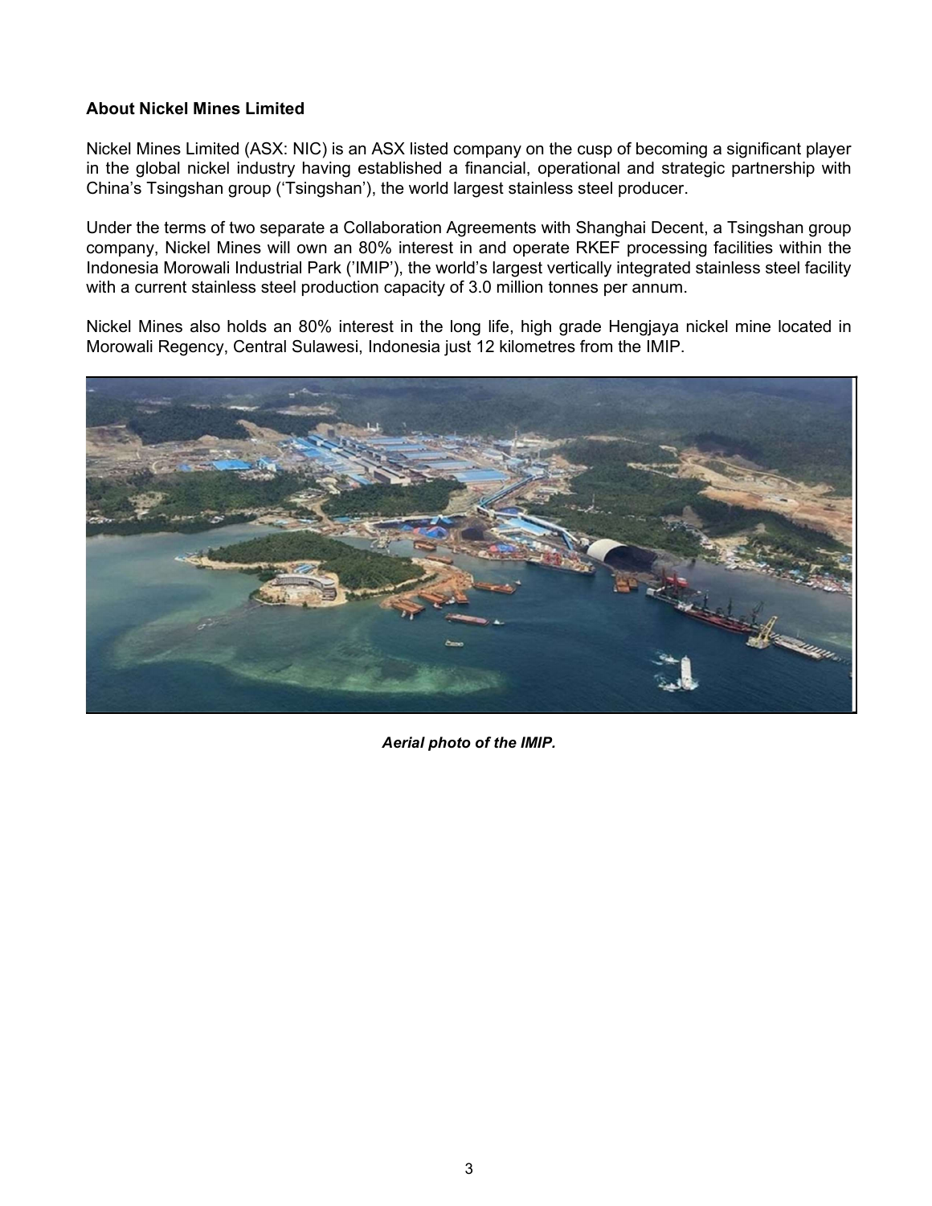**About Nickel Mines Limited**

Nickel Mines Limited (ASX: NIC) is an ASX listed company on the cusp of becoming a significant player in the global nickel industry having established a financial, operational and strategic partnership with China's Tsingshan group ('Tsingshan'), the world largest stainless steel producer.

Under the terms of two separate a Collaboration Agreements with Shanghai Decent, a Tsingshan group company, Nickel Mines will own an 80% interest in and operate RKEF processing facilities within the Indonesia Morowali Industrial Park ('IMIP'), the world's largest vertically integrated stainless steel facility with a current stainless steel production capacity of 3.0 million tonnes per annum.

Nickel Mines also holds an 80% interest in the long life, high grade Hengjaya nickel mine located in Morowali Regency, Central Sulawesi, Indonesia just 12 kilometres from the IMIP.

***Aerial photo of the IMIP.***